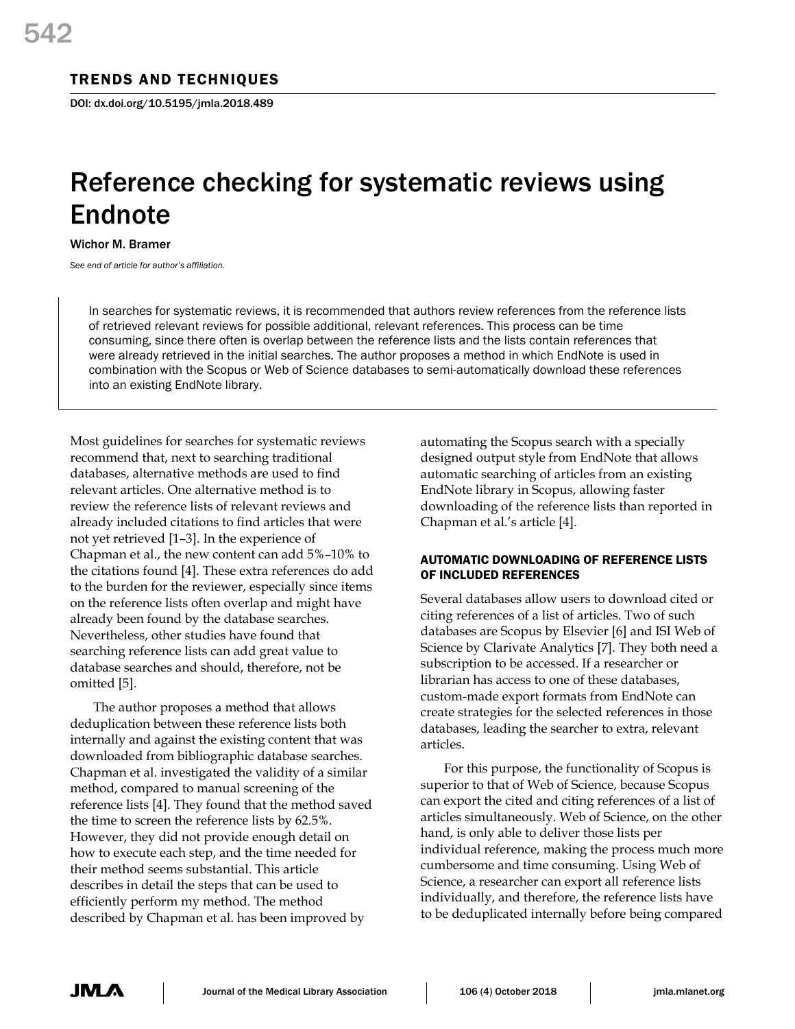TRENDS AND TECHNIQUES

DOI: dx.doi.org/10.5195/jmla.2018.489

# Reference checking for systematic reviews using Endnote

Wichor M. Bramer

*See end of article for author's affiliation.*

In searches for systematic reviews, it is recommended that authors review references from the reference lists of retrieved relevant reviews for possible additional, relevant references. This process can be time consuming, since there often is overlap between the reference lists and the lists contain references that were already retrieved in the initial searches. The author proposes a method in which EndNote is used in combination with the Scopus or Web of Science databases to semi-automatically download these references into an existing EndNote library.

Most guidelines for searches for systematic reviews recommend that, next to searching traditional databases, alternative methods are used to find relevant articles. One alternative method is to review the reference lists of relevant reviews and already included citations to find articles that were not yet retrieved [1–3]. In the experience of Chapman et al., the new content can add 5%–10% to the citations found [4]. These extra references do add to the burden for the reviewer, especially since items on the reference lists often overlap and might have already been found by the database searches. Nevertheless, other studies have found that searching reference lists can add great value to database searches and should, therefore, not be omitted [5].

The author proposes a method that allows deduplication between these reference lists both internally and against the existing content that was downloaded from bibliographic database searches. Chapman et al. investigated the validity of a similar method, compared to manual screening of the reference lists [4]. They found that the method saved the time to screen the reference lists by 62.5%. However, they did not provide enough detail on how to execute each step, and the time needed for their method seems substantial. This article describes in detail the steps that can be used to efficiently perform my method. The method described by Chapman et al. has been improved by automating the Scopus search with a specially designed output style from EndNote that allows automatic searching of articles from an existing EndNote library in Scopus, allowing faster downloading of the reference lists than reported in Chapman et al.'s article [4].

## AUTOMATIC DOWNLOADING OF REFERENCE LISTS OF INCLUDED REFERENCES

Several databases allow users to download cited or citing references of a list of articles. Two of such databases are Scopus by Elsevier [6] and ISI Web of Science by Clarivate Analytics [7]. They both need a subscription to be accessed. If a researcher or librarian has access to one of these databases, custom-made export formats from EndNote can create strategies for the selected references in those databases, leading the searcher to extra, relevant articles.

For this purpose, the functionality of Scopus is superior to that of Web of Science, because Scopus can export the cited and citing references of a list of articles simultaneously. Web of Science, on the other hand, is only able to deliver those lists per individual reference, making the process much more cumbersome and time consuming. Using Web of Science, a researcher can export all reference lists individually, and therefore, the reference lists have to be deduplicated internally before being compared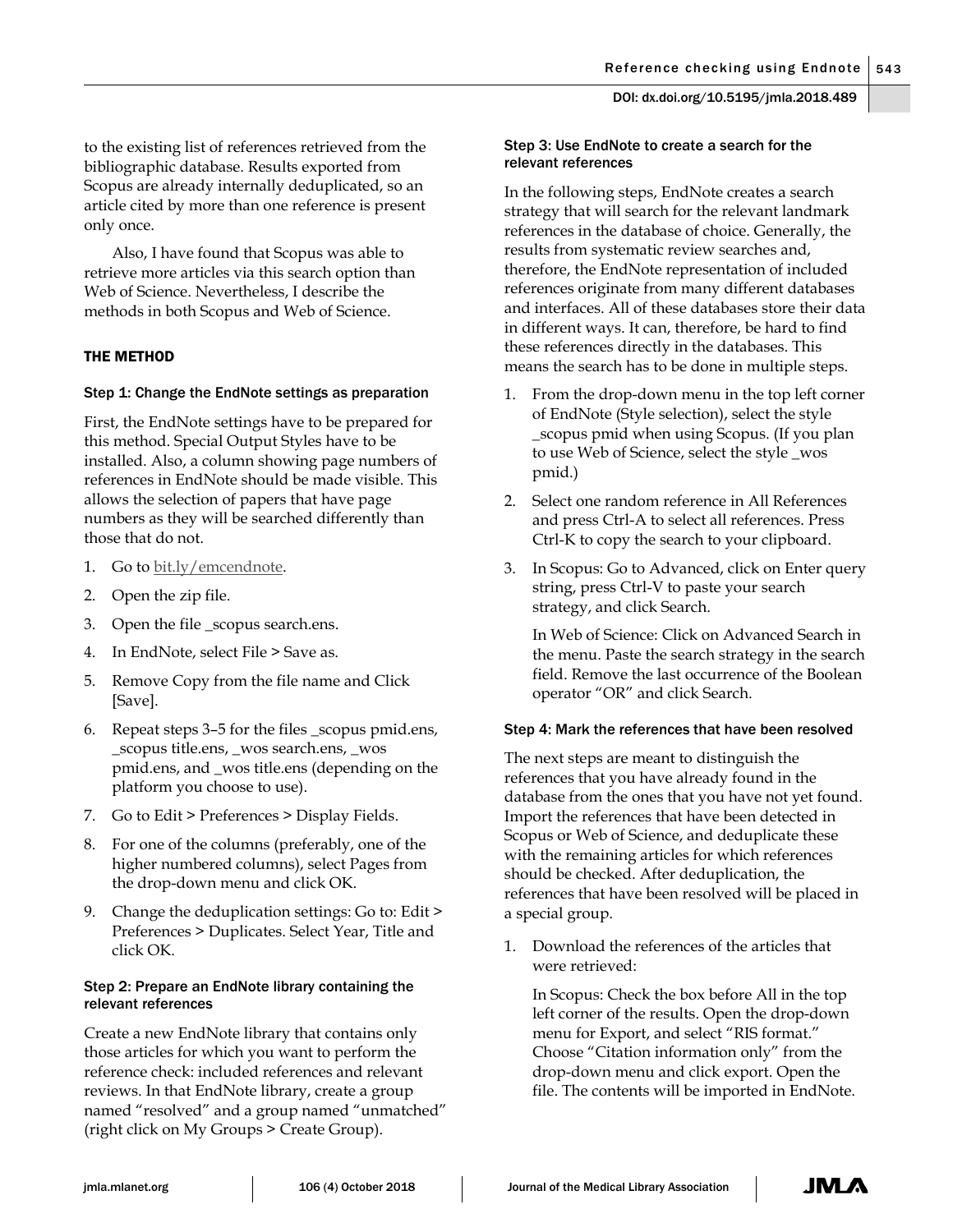to the existing list of references retrieved from the bibliographic database. Results exported from Scopus are already internally deduplicated, so an article cited by more than one reference is present only once.

Also, I have found that Scopus was able to retrieve more articles via this search option than Web of Science. Nevertheless, I describe the methods in both Scopus and Web of Science.

## THE METHOD

### Step 1: Change the EndNote settings as preparation

First, the EndNote settings have to be prepared for this method. Special Output Styles have to be installed. Also, a column showing page numbers of references in EndNote should be made visible. This allows the selection of papers that have page numbers as they will be searched differently than those that do not.

1. Go to bit.ly/emcendnote.
2. Open the zip file.
3. Open the file _scopus search.ens.
4. In EndNote, select File > Save as.
5. Remove Copy from the file name and Click [Save].
6. Repeat steps 3–5 for the files _scopus pmid.ens, _scopus title.ens, _wos search.ens, _wos pmid.ens, and _wos title.ens (depending on the platform you choose to use).
7. Go to Edit > Preferences > Display Fields.
8. For one of the columns (preferably, one of the higher numbered columns), select Pages from the drop-down menu and click OK.
9. Change the deduplication settings: Go to: Edit > Preferences > Duplicates. Select Year, Title and click OK.

### Step 2: Prepare an EndNote library containing the relevant references

Create a new EndNote library that contains only those articles for which you want to perform the reference check: included references and relevant reviews. In that EndNote library, create a group named "resolved" and a group named "unmatched" (right click on My Groups > Create Group).

### Step 3: Use EndNote to create a search for the relevant references

In the following steps, EndNote creates a search strategy that will search for the relevant landmark references in the database of choice. Generally, the results from systematic review searches and, therefore, the EndNote representation of included references originate from many different databases and interfaces. All of these databases store their data in different ways. It can, therefore, be hard to find these references directly in the databases. This means the search has to be done in multiple steps.

1. From the drop-down menu in the top left corner of EndNote (Style selection), select the style _scopus pmid when using Scopus. (If you plan to use Web of Science, select the style _wos pmid.)
2. Select one random reference in All References and press Ctrl-A to select all references. Press Ctrl-K to copy the search to your clipboard.
3. In Scopus: Go to Advanced, click on Enter query string, press Ctrl-V to paste your search strategy, and click Search.

   In Web of Science: Click on Advanced Search in the menu. Paste the search strategy in the search field. Remove the last occurrence of the Boolean operator "OR" and click Search.

### Step 4: Mark the references that have been resolved

The next steps are meant to distinguish the references that you have already found in the database from the ones that you have not yet found. Import the references that have been detected in Scopus or Web of Science, and deduplicate these with the remaining articles for which references should be checked. After deduplication, the references that have been resolved will be placed in a special group.

1. Download the references of the articles that were retrieved:

   In Scopus: Check the box before All in the top left corner of the results. Open the drop-down menu for Export, and select "RIS format." Choose "Citation information only" from the drop-down menu and click export. Open the file. The contents will be imported in EndNote.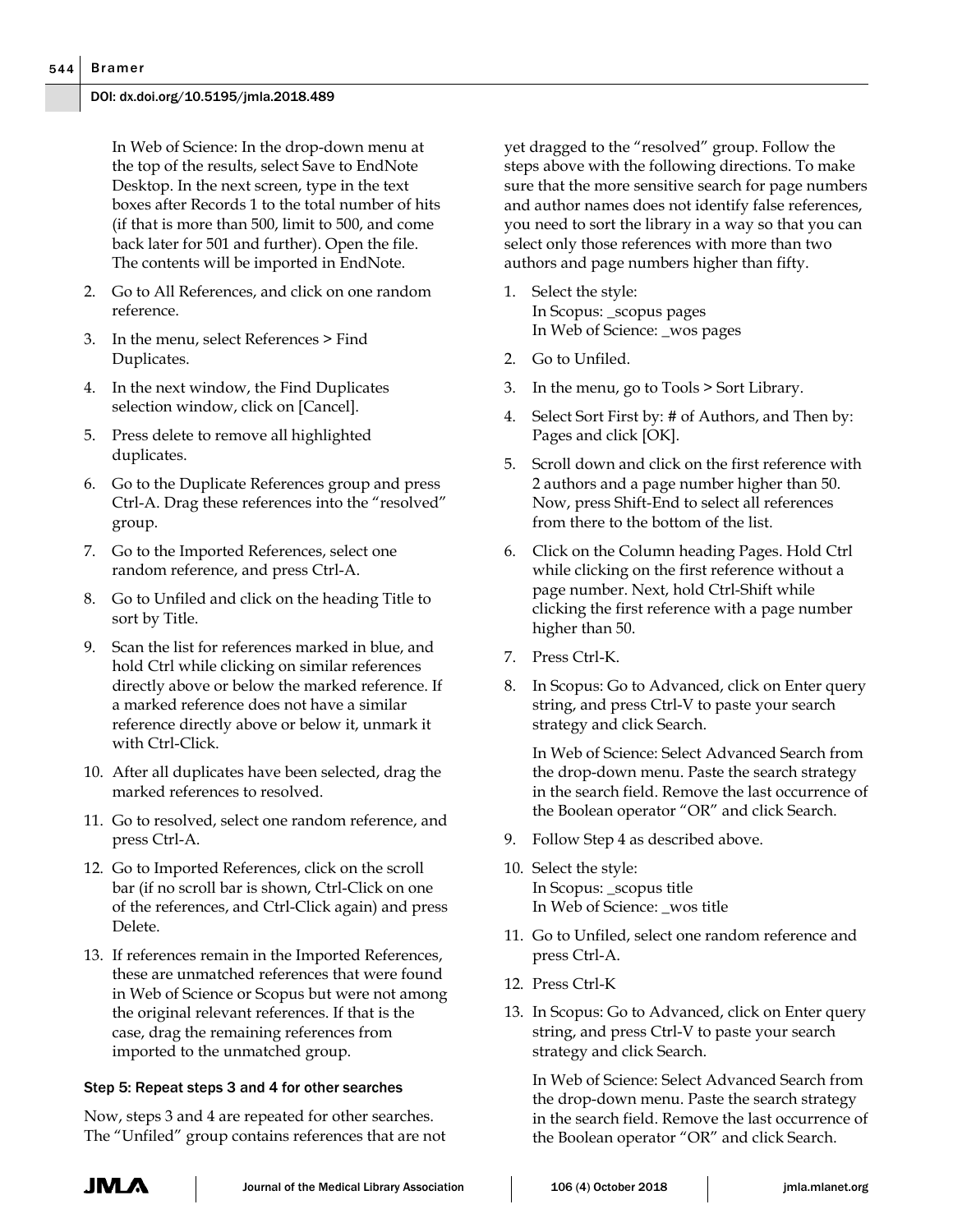In Web of Science: In the drop-down menu at the top of the results, select Save to EndNote Desktop. In the next screen, type in the text boxes after Records 1 to the total number of hits (if that is more than 500, limit to 500, and come back later for 501 and further). Open the file. The contents will be imported in EndNote.

2. Go to All References, and click on one random reference.
3. In the menu, select References > Find Duplicates.
4. In the next window, the Find Duplicates selection window, click on [Cancel].
5. Press delete to remove all highlighted duplicates.
6. Go to the Duplicate References group and press Ctrl-A. Drag these references into the "resolved" group.
7. Go to the Imported References, select one random reference, and press Ctrl-A.
8. Go to Unfiled and click on the heading Title to sort by Title.
9. Scan the list for references marked in blue, and hold Ctrl while clicking on similar references directly above or below the marked reference. If a marked reference does not have a similar reference directly above or below it, unmark it with Ctrl-Click.
10. After all duplicates have been selected, drag the marked references to resolved.
11. Go to resolved, select one random reference, and press Ctrl-A.
12. Go to Imported References, click on the scroll bar (if no scroll bar is shown, Ctrl-Click on one of the references, and Ctrl-Click again) and press Delete.
13. If references remain in the Imported References, these are unmatched references that were found in Web of Science or Scopus but were not among the original relevant references. If that is the case, drag the remaining references from imported to the unmatched group.

#### Step 5: Repeat steps 3 and 4 for other searches

Now, steps 3 and 4 are repeated for other searches. The "Unfiled" group contains references that are not yet dragged to the "resolved" group. Follow the steps above with the following directions. To make sure that the more sensitive search for page numbers and author names does not identify false references, you need to sort the library in a way so that you can select only those references with more than two authors and page numbers higher than fifty.

1. Select the style:
   In Scopus: _scopus pages
   In Web of Science: _wos pages
2. Go to Unfiled.
3. In the menu, go to Tools > Sort Library.
4. Select Sort First by: # of Authors, and Then by: Pages and click [OK].
5. Scroll down and click on the first reference with 2 authors and a page number higher than 50. Now, press Shift-End to select all references from there to the bottom of the list.
6. Click on the Column heading Pages. Hold Ctrl while clicking on the first reference without a page number. Next, hold Ctrl-Shift while clicking the first reference with a page number higher than 50.
7. Press Ctrl-K.
8. In Scopus: Go to Advanced, click on Enter query string, and press Ctrl-V to paste your search strategy and click Search.

   In Web of Science: Select Advanced Search from the drop-down menu. Paste the search strategy in the search field. Remove the last occurrence of the Boolean operator "OR" and click Search.
9. Follow Step 4 as described above.
10. Select the style:
    In Scopus: _scopus title
    In Web of Science: _wos title
11. Go to Unfiled, select one random reference and press Ctrl-A.
12. Press Ctrl-K
13. In Scopus: Go to Advanced, click on Enter query string, and press Ctrl-V to paste your search strategy and click Search.

    In Web of Science: Select Advanced Search from the drop-down menu. Paste the search strategy in the search field. Remove the last occurrence of the Boolean operator "OR" and click Search.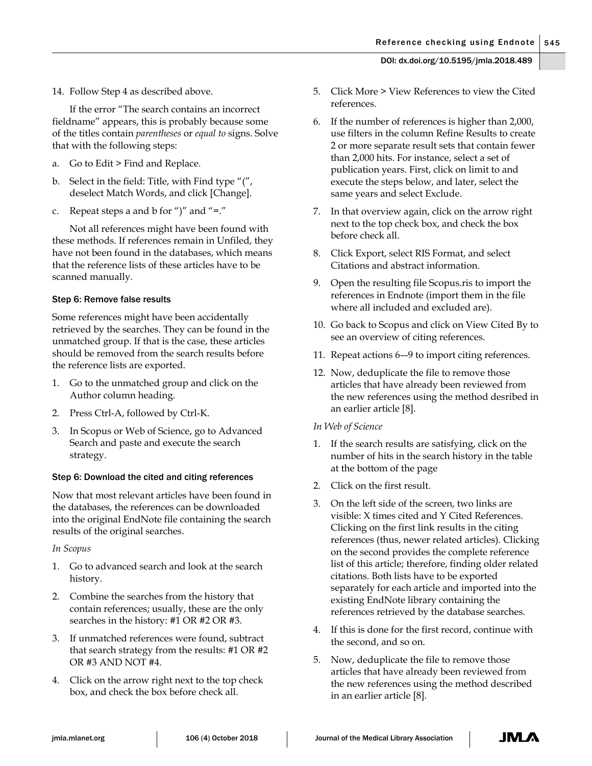14. Follow Step 4 as described above.

If the error "The search contains an incorrect fieldname" appears, this is probably because some of the titles contain *parentheses* or *equal to* signs. Solve that with the following steps:

a. Go to Edit > Find and Replace.
b. Select in the field: Title, with Find type "(", deselect Match Words, and click [Change].
c. Repeat steps a and b for ")" and "=."

Not all references might have been found with these methods. If references remain in Unfiled, they have not been found in the databases, which means that the reference lists of these articles have to be scanned manually.

### Step 6: Remove false results

Some references might have been accidentally retrieved by the searches. They can be found in the unmatched group. If that is the case, these articles should be removed from the search results before the reference lists are exported.

1. Go to the unmatched group and click on the Author column heading.
2. Press Ctrl-A, followed by Ctrl-K.
3. In Scopus or Web of Science, go to Advanced Search and paste and execute the search strategy.

### Step 6: Download the cited and citing references

Now that most relevant articles have been found in the databases, the references can be downloaded into the original EndNote file containing the search results of the original searches.

*In Scopus*

1. Go to advanced search and look at the search history.
2. Combine the searches from the history that contain references; usually, these are the only searches in the history: #1 OR #2 OR #3.
3. If unmatched references were found, subtract that search strategy from the results: #1 OR #2 OR #3 AND NOT #4.
4. Click on the arrow right next to the top check box, and check the box before check all.
5. Click More > View References to view the Cited references.
6. If the number of references is higher than 2,000, use filters in the column Refine Results to create 2 or more separate result sets that contain fewer than 2,000 hits. For instance, select a set of publication years. First, click on limit to and execute the steps below, and later, select the same years and select Exclude.
7. In that overview again, click on the arrow right next to the top check box, and check the box before check all.
8. Click Export, select RIS Format, and select Citations and abstract information.
9. Open the resulting file Scopus.ris to import the references in Endnote (import them in the file where all included and excluded are).
10. Go back to Scopus and click on View Cited By to see an overview of citing references.
11. Repeat actions 6–-9 to import citing references.
12. Now, deduplicate the file to remove those articles that have already been reviewed from the new references using the method desribed in an earlier article [8].

*In Web of Science*

1. If the search results are satisfying, click on the number of hits in the search history in the table at the bottom of the page
2. Click on the first result.
3. On the left side of the screen, two links are visible: X times cited and Y Cited References. Clicking on the first link results in the citing references (thus, newer related articles). Clicking on the second provides the complete reference list of this article; therefore, finding older related citations. Both lists have to be exported separately for each article and imported into the existing EndNote library containing the references retrieved by the database searches.
4. If this is done for the first record, continue with the second, and so on.
5. Now, deduplicate the file to remove those articles that have already been reviewed from the new references using the method described in an earlier article [8].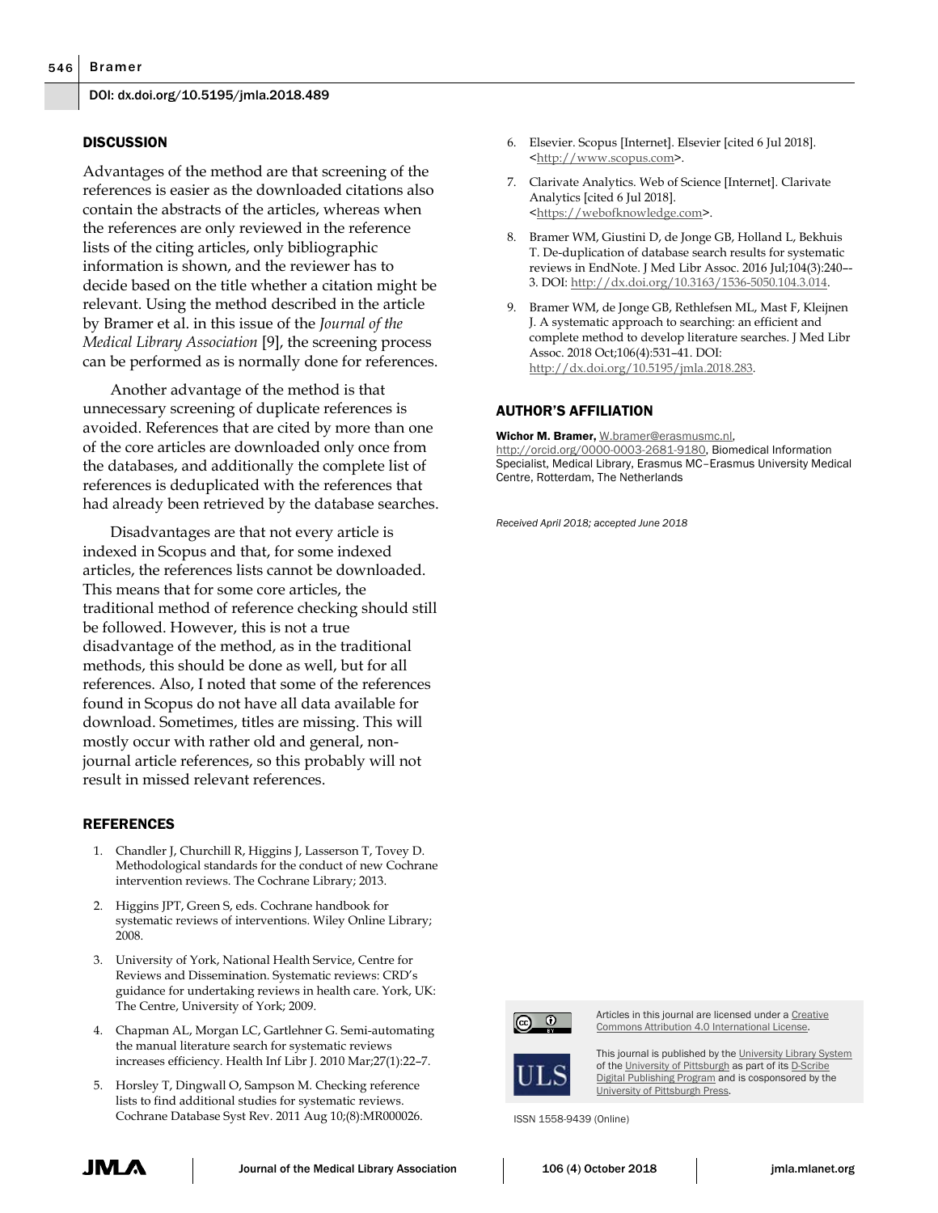DOI: dx.doi.org/10.5195/jmla.2018.489

## DISCUSSION

Advantages of the method are that screening of the references is easier as the downloaded citations also contain the abstracts of the articles, whereas when the references are only reviewed in the reference lists of the citing articles, only bibliographic information is shown, and the reviewer has to decide based on the title whether a citation might be relevant. Using the method described in the article by Bramer et al. in this issue of the *Journal of the Medical Library Association* [9], the screening process can be performed as is normally done for references.

Another advantage of the method is that unnecessary screening of duplicate references is avoided. References that are cited by more than one of the core articles are downloaded only once from the databases, and additionally the complete list of references is deduplicated with the references that had already been retrieved by the database searches.

Disadvantages are that not every article is indexed in Scopus and that, for some indexed articles, the references lists cannot be downloaded. This means that for some core articles, the traditional method of reference checking should still be followed. However, this is not a true disadvantage of the method, as in the traditional methods, this should be done as well, but for all references. Also, I noted that some of the references found in Scopus do not have all data available for download. Sometimes, titles are missing. This will mostly occur with rather old and general, non-journal article references, so this probably will not result in missed relevant references.

## REFERENCES

1. Chandler J, Churchill R, Higgins J, Lasserson T, Tovey D. Methodological standards for the conduct of new Cochrane intervention reviews. The Cochrane Library; 2013.
2. Higgins JPT, Green S, eds. Cochrane handbook for systematic reviews of interventions. Wiley Online Library; 2008.
3. University of York, National Health Service, Centre for Reviews and Dissemination. Systematic reviews: CRD's guidance for undertaking reviews in health care. York, UK: The Centre, University of York; 2009.
4. Chapman AL, Morgan LC, Gartlehner G. Semi-automating the manual literature search for systematic reviews increases efficiency. Health Inf Libr J. 2010 Mar;27(1):22–7.
5. Horsley T, Dingwall O, Sampson M. Checking reference lists to find additional studies for systematic reviews. Cochrane Database Syst Rev. 2011 Aug 10;(8):MR000026.
6. Elsevier. Scopus [Internet]. Elsevier [cited 6 Jul 2018]. <http://www.scopus.com>.
7. Clarivate Analytics. Web of Science [Internet]. Clarivate Analytics [cited 6 Jul 2018]. <https://webofknowledge.com>.
8. Bramer WM, Giustini D, de Jonge GB, Holland L, Bekhuis T. De-duplication of database search results for systematic reviews in EndNote. J Med Libr Assoc. 2016 Jul;104(3):240–-3. DOI: http://dx.doi.org/10.3163/1536-5050.104.3.014.
9. Bramer WM, de Jonge GB, Rethlefsen ML, Mast F, Kleijnen J. A systematic approach to searching: an efficient and complete method to develop literature searches. J Med Libr Assoc. 2018 Oct;106(4):531–41. DOI: http://dx.doi.org/10.5195/jmla.2018.283.

## AUTHOR'S AFFILIATION

**Wichor M. Bramer,** W.bramer@erasmusmc.nl, http://orcid.org/0000-0003-2681-9180, Biomedical Information Specialist, Medical Library, Erasmus MC–Erasmus University Medical Centre, Rotterdam, The Netherlands

*Received April 2018; accepted June 2018*

Articles in this journal are licensed under a Creative Commons Attribution 4.0 International License.

This journal is published by the University Library System of the University of Pittsburgh as part of its D-Scribe Digital Publishing Program and is cosponsored by the University of Pittsburgh Press.

ISSN 1558-9439 (Online)